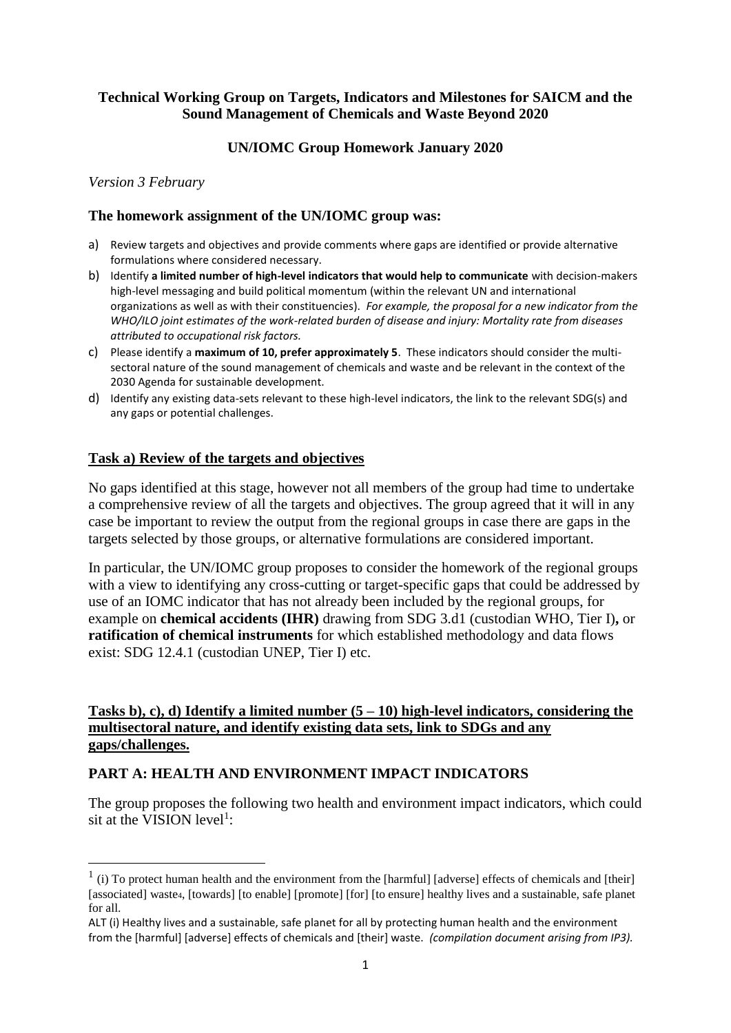**Technical Working Group on Targets, Indicators and Milestones for SAICM and the Sound Management of Chemicals and Waste Beyond 2020**

**UN/IOMC Group Homework January 2020**

*Version 3 February*

### The homework assignment of the UN/IOMC group was:

a) Review targets and objectives and provide comments where gaps are identified or provide alternative formulations where considered necessary.
b) Identify **a limited number of high-level indicators that would help to communicate** with decision-makers high-level messaging and build political momentum (within the relevant UN and international organizations as well as with their constituencies). *For example, the proposal for a new indicator from the WHO/ILO joint estimates of the work-related burden of disease and injury: Mortality rate from diseases attributed to occupational risk factors.*
c) Please identify a **maximum of 10, prefer approximately 5**. These indicators should consider the multi-sectoral nature of the sound management of chemicals and waste and be relevant in the context of the 2030 Agenda for sustainable development.
d) Identify any existing data-sets relevant to these high-level indicators, the link to the relevant SDG(s) and any gaps or potential challenges.

## Task a) Review of the targets and objectives

No gaps identified at this stage, however not all members of the group had time to undertake a comprehensive review of all the targets and objectives. The group agreed that it will in any case be important to review the output from the regional groups in case there are gaps in the targets selected by those groups, or alternative formulations are considered important.

In particular, the UN/IOMC group proposes to consider the homework of the regional groups with a view to identifying any cross-cutting or target-specific gaps that could be addressed by use of an IOMC indicator that has not already been included by the regional groups, for example on **chemical accidents (IHR)** drawing from SDG 3.d1 (custodian WHO, Tier I)**,** or **ratification of chemical instruments** for which established methodology and data flows exist: SDG 12.4.1 (custodian UNEP, Tier I) etc.

## Tasks b), c), d) Identify a limited number (5 – 10) high-level indicators, considering the multisectoral nature, and identify existing data sets, link to SDGs and any gaps/challenges.

## PART A: HEALTH AND ENVIRONMENT IMPACT INDICATORS

The group proposes the following two health and environment impact indicators, which could sit at the VISION level[1]:

[1] (i) To protect human health and the environment from the [harmful] [adverse] effects of chemicals and [their] [associated] waste4, [towards] [to enable] [promote] [for] [to ensure] healthy lives and a sustainable, safe planet for all.

ALT (i) Healthy lives and a sustainable, safe planet for all by protecting human health and the environment from the [harmful] [adverse] effects of chemicals and [their] waste. *(compilation document arising from IP3).*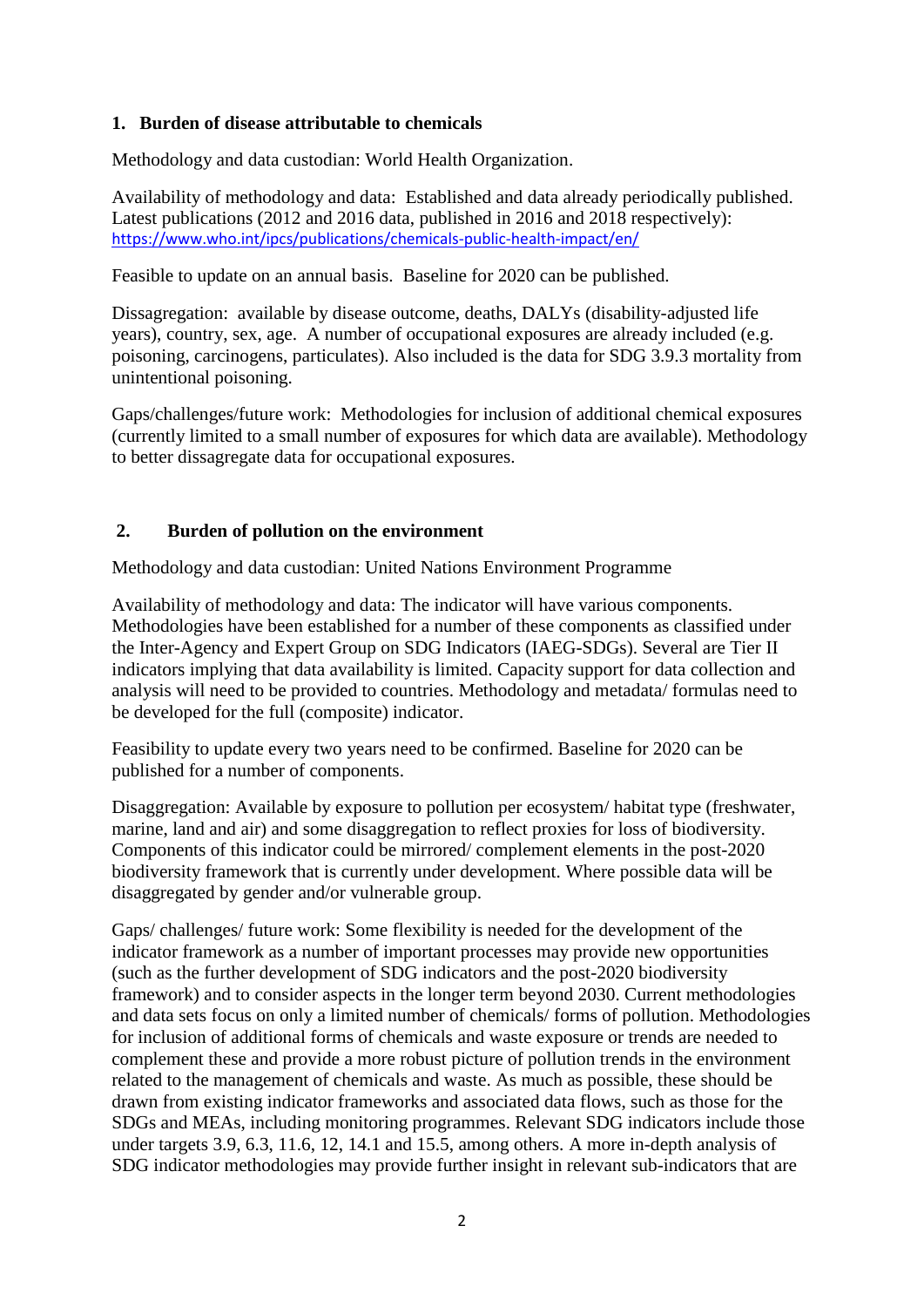## 1. Burden of disease attributable to chemicals

Methodology and data custodian: World Health Organization.

Availability of methodology and data: Established and data already periodically published. Latest publications (2012 and 2016 data, published in 2016 and 2018 respectively): https://www.who.int/ipcs/publications/chemicals-public-health-impact/en/

Feasible to update on an annual basis. Baseline for 2020 can be published.

Dissagregation: available by disease outcome, deaths, DALYs (disability-adjusted life years), country, sex, age. A number of occupational exposures are already included (e.g. poisoning, carcinogens, particulates). Also included is the data for SDG 3.9.3 mortality from unintentional poisoning.

Gaps/challenges/future work: Methodologies for inclusion of additional chemical exposures (currently limited to a small number of exposures for which data are available). Methodology to better dissagregate data for occupational exposures.

## 2. Burden of pollution on the environment

Methodology and data custodian: United Nations Environment Programme

Availability of methodology and data: The indicator will have various components. Methodologies have been established for a number of these components as classified under the Inter-Agency and Expert Group on SDG Indicators (IAEG-SDGs). Several are Tier II indicators implying that data availability is limited. Capacity support for data collection and analysis will need to be provided to countries. Methodology and metadata/ formulas need to be developed for the full (composite) indicator.

Feasibility to update every two years need to be confirmed. Baseline for 2020 can be published for a number of components.

Disaggregation: Available by exposure to pollution per ecosystem/ habitat type (freshwater, marine, land and air) and some disaggregation to reflect proxies for loss of biodiversity. Components of this indicator could be mirrored/ complement elements in the post-2020 biodiversity framework that is currently under development. Where possible data will be disaggregated by gender and/or vulnerable group.

Gaps/ challenges/ future work: Some flexibility is needed for the development of the indicator framework as a number of important processes may provide new opportunities (such as the further development of SDG indicators and the post-2020 biodiversity framework) and to consider aspects in the longer term beyond 2030. Current methodologies and data sets focus on only a limited number of chemicals/ forms of pollution. Methodologies for inclusion of additional forms of chemicals and waste exposure or trends are needed to complement these and provide a more robust picture of pollution trends in the environment related to the management of chemicals and waste. As much as possible, these should be drawn from existing indicator frameworks and associated data flows, such as those for the SDGs and MEAs, including monitoring programmes. Relevant SDG indicators include those under targets 3.9, 6.3, 11.6, 12, 14.1 and 15.5, among others. A more in-depth analysis of SDG indicator methodologies may provide further insight in relevant sub-indicators that are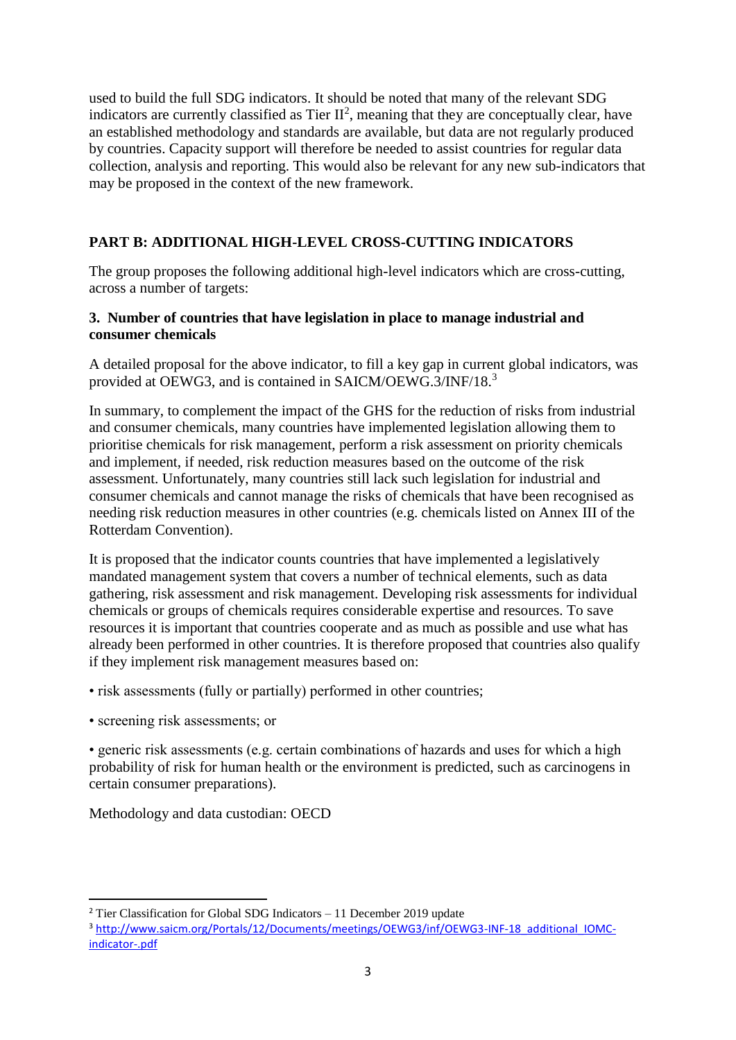used to build the full SDG indicators. It should be noted that many of the relevant SDG indicators are currently classified as Tier II[2], meaning that they are conceptually clear, have an established methodology and standards are available, but data are not regularly produced by countries. Capacity support will therefore be needed to assist countries for regular data collection, analysis and reporting. This would also be relevant for any new sub-indicators that may be proposed in the context of the new framework.

## PART B: ADDITIONAL HIGH-LEVEL CROSS-CUTTING INDICATORS

The group proposes the following additional high-level indicators which are cross-cutting, across a number of targets:

### 3. Number of countries that have legislation in place to manage industrial and consumer chemicals

A detailed proposal for the above indicator, to fill a key gap in current global indicators, was provided at OEWG3, and is contained in SAICM/OEWG.3/INF/18.[3]

In summary, to complement the impact of the GHS for the reduction of risks from industrial and consumer chemicals, many countries have implemented legislation allowing them to prioritise chemicals for risk management, perform a risk assessment on priority chemicals and implement, if needed, risk reduction measures based on the outcome of the risk assessment. Unfortunately, many countries still lack such legislation for industrial and consumer chemicals and cannot manage the risks of chemicals that have been recognised as needing risk reduction measures in other countries (e.g. chemicals listed on Annex III of the Rotterdam Convention).

It is proposed that the indicator counts countries that have implemented a legislatively mandated management system that covers a number of technical elements, such as data gathering, risk assessment and risk management. Developing risk assessments for individual chemicals or groups of chemicals requires considerable expertise and resources. To save resources it is important that countries cooperate and as much as possible and use what has already been performed in other countries. It is therefore proposed that countries also qualify if they implement risk management measures based on:

- risk assessments (fully or partially) performed in other countries;
- screening risk assessments; or
- generic risk assessments (e.g. certain combinations of hazards and uses for which a high probability of risk for human health or the environment is predicted, such as carcinogens in certain consumer preparations).

Methodology and data custodian: OECD

---

[2] Tier Classification for Global SDG Indicators – 11 December 2019 update

[3] http://www.saicm.org/Portals/12/Documents/meetings/OEWG3/inf/OEWG3-INF-18_additional_IOMC-indicator-.pdf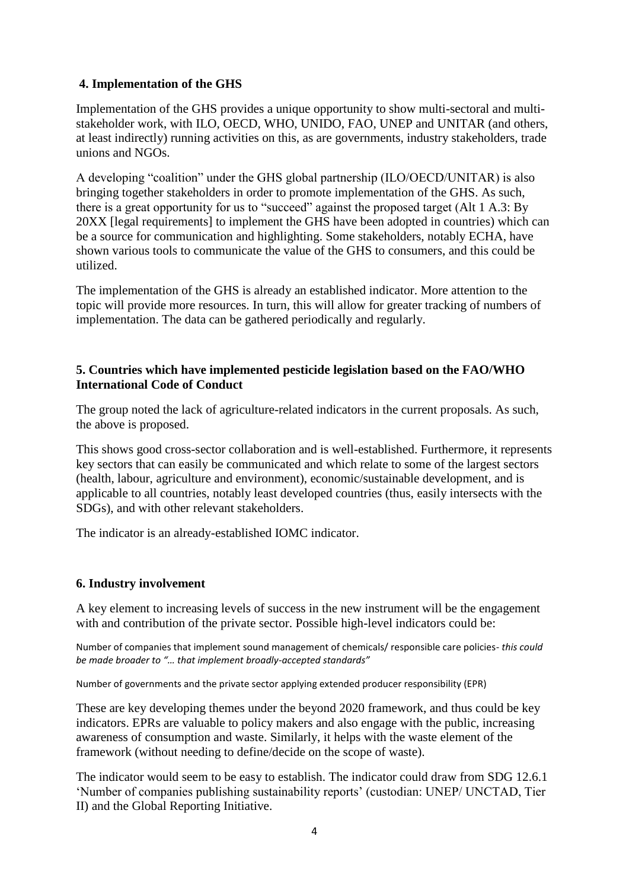## 4. Implementation of the GHS

Implementation of the GHS provides a unique opportunity to show multi-sectoral and multi-stakeholder work, with ILO, OECD, WHO, UNIDO, FAO, UNEP and UNITAR (and others, at least indirectly) running activities on this, as are governments, industry stakeholders, trade unions and NGOs.

A developing "coalition" under the GHS global partnership (ILO/OECD/UNITAR) is also bringing together stakeholders in order to promote implementation of the GHS. As such, there is a great opportunity for us to "succeed" against the proposed target (Alt 1 A.3: By 20XX [legal requirements] to implement the GHS have been adopted in countries) which can be a source for communication and highlighting. Some stakeholders, notably ECHA, have shown various tools to communicate the value of the GHS to consumers, and this could be utilized.

The implementation of the GHS is already an established indicator. More attention to the topic will provide more resources. In turn, this will allow for greater tracking of numbers of implementation. The data can be gathered periodically and regularly.

## 5. Countries which have implemented pesticide legislation based on the FAO/WHO International Code of Conduct

The group noted the lack of agriculture-related indicators in the current proposals. As such, the above is proposed.

This shows good cross-sector collaboration and is well-established. Furthermore, it represents key sectors that can easily be communicated and which relate to some of the largest sectors (health, labour, agriculture and environment), economic/sustainable development, and is applicable to all countries, notably least developed countries (thus, easily intersects with the SDGs), and with other relevant stakeholders.

The indicator is an already-established IOMC indicator.

## 6. Industry involvement

A key element to increasing levels of success in the new instrument will be the engagement with and contribution of the private sector. Possible high-level indicators could be:

Number of companies that implement sound management of chemicals/ responsible care policies- *this could be made broader to "… that implement broadly-accepted standards"*

Number of governments and the private sector applying extended producer responsibility (EPR)

These are key developing themes under the beyond 2020 framework, and thus could be key indicators. EPRs are valuable to policy makers and also engage with the public, increasing awareness of consumption and waste. Similarly, it helps with the waste element of the framework (without needing to define/decide on the scope of waste).

The indicator would seem to be easy to establish. The indicator could draw from SDG 12.6.1 'Number of companies publishing sustainability reports' (custodian: UNEP/ UNCTAD, Tier II) and the Global Reporting Initiative.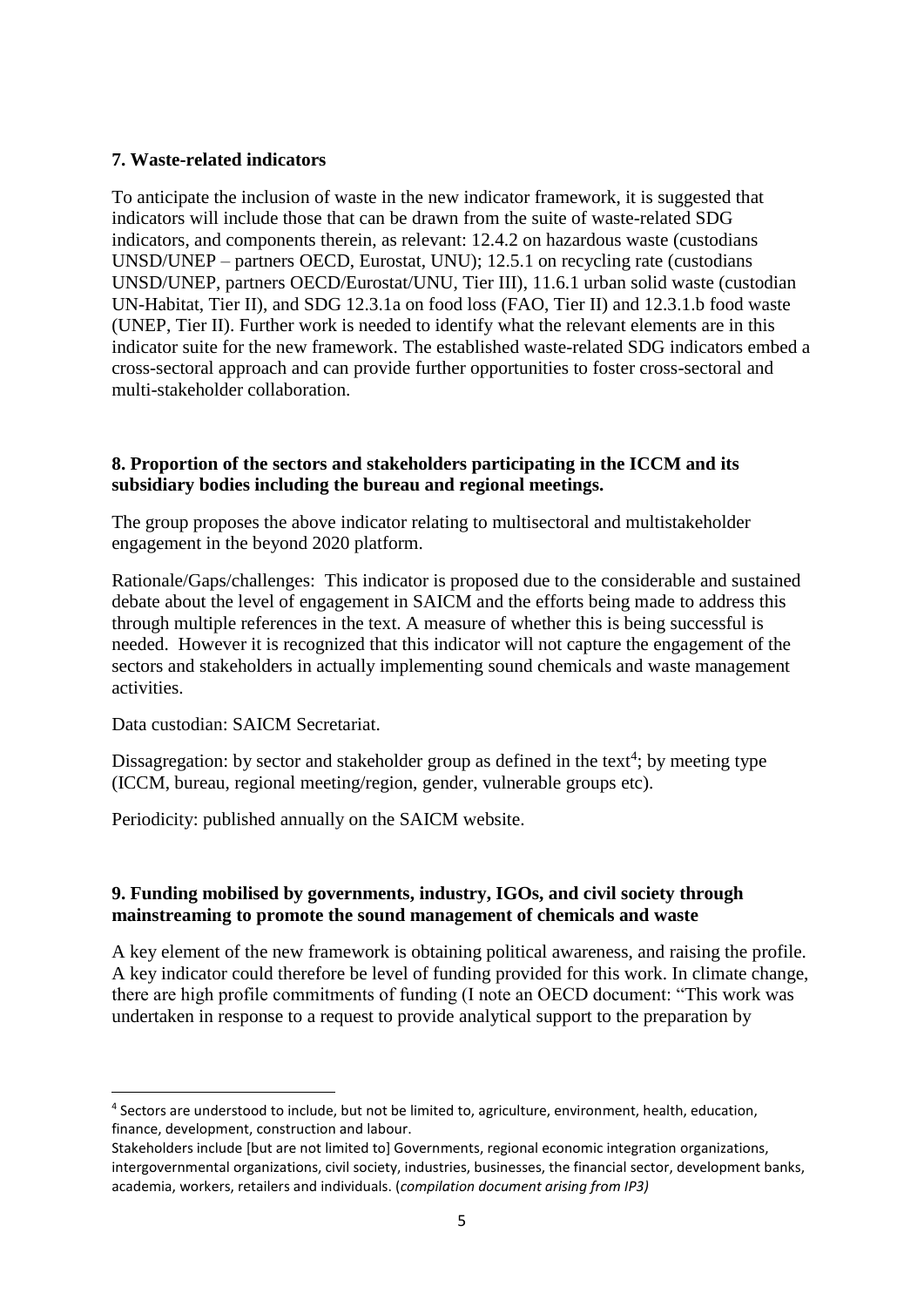**7. Waste-related indicators**

To anticipate the inclusion of waste in the new indicator framework, it is suggested that indicators will include those that can be drawn from the suite of waste-related SDG indicators, and components therein, as relevant: 12.4.2 on hazardous waste (custodians UNSD/UNEP – partners OECD, Eurostat, UNU); 12.5.1 on recycling rate (custodians UNSD/UNEP, partners OECD/Eurostat/UNU, Tier III), 11.6.1 urban solid waste (custodian UN-Habitat, Tier II), and SDG 12.3.1a on food loss (FAO, Tier II) and 12.3.1.b food waste (UNEP, Tier II). Further work is needed to identify what the relevant elements are in this indicator suite for the new framework. The established waste-related SDG indicators embed a cross-sectoral approach and can provide further opportunities to foster cross-sectoral and multi-stakeholder collaboration.

**8. Proportion of the sectors and stakeholders participating in the ICCM and its subsidiary bodies including the bureau and regional meetings.**

The group proposes the above indicator relating to multisectoral and multistakeholder engagement in the beyond 2020 platform.

Rationale/Gaps/challenges: This indicator is proposed due to the considerable and sustained debate about the level of engagement in SAICM and the efforts being made to address this through multiple references in the text. A measure of whether this is being successful is needed. However it is recognized that this indicator will not capture the engagement of the sectors and stakeholders in actually implementing sound chemicals and waste management activities.

Data custodian: SAICM Secretariat.

Dissagregation: by sector and stakeholder group as defined in the text[4]; by meeting type (ICCM, bureau, regional meeting/region, gender, vulnerable groups etc).

Periodicity: published annually on the SAICM website.

**9. Funding mobilised by governments, industry, IGOs, and civil society through mainstreaming to promote the sound management of chemicals and waste**

A key element of the new framework is obtaining political awareness, and raising the profile. A key indicator could therefore be level of funding provided for this work. In climate change, there are high profile commitments of funding (I note an OECD document: "This work was undertaken in response to a request to provide analytical support to the preparation by

---

[4] Sectors are understood to include, but not be limited to, agriculture, environment, health, education, finance, development, construction and labour.
Stakeholders include [but are not limited to] Governments, regional economic integration organizations, intergovernmental organizations, civil society, industries, businesses, the financial sector, development banks, academia, workers, retailers and individuals. (*compilation document arising from IP3)*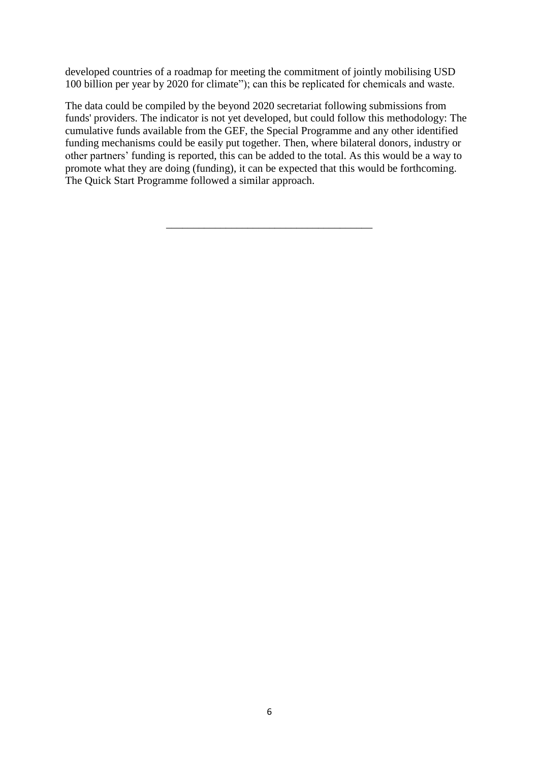developed countries of a roadmap for meeting the commitment of jointly mobilising USD 100 billion per year by 2020 for climate"); can this be replicated for chemicals and waste.

The data could be compiled by the beyond 2020 secretariat following submissions from funds' providers. The indicator is not yet developed, but could follow this methodology: The cumulative funds available from the GEF, the Special Programme and any other identified funding mechanisms could be easily put together. Then, where bilateral donors, industry or other partners' funding is reported, this can be added to the total. As this would be a way to promote what they are doing (funding), it can be expected that this would be forthcoming. The Quick Start Programme followed a similar approach.

---